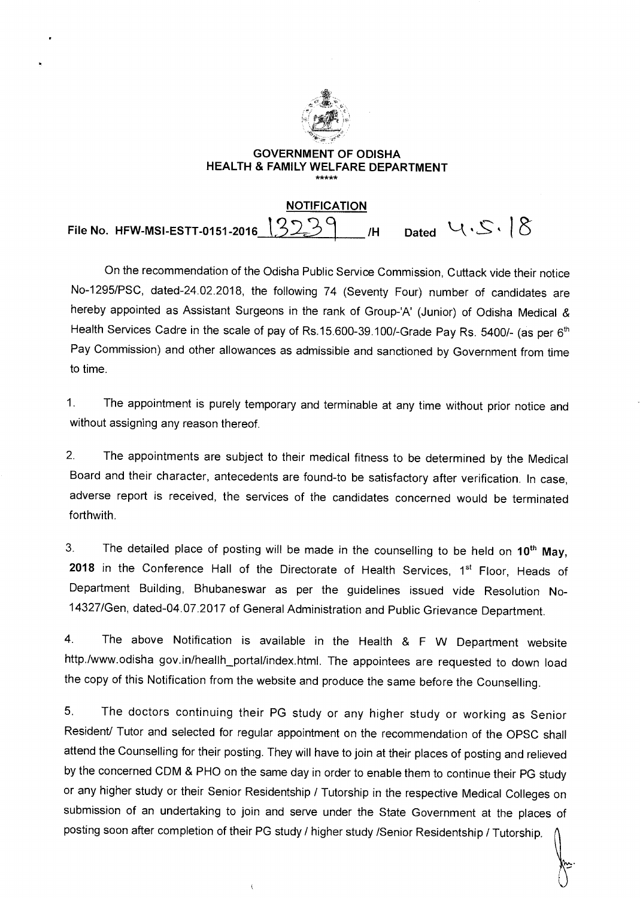**GOVERNMENT OF ODISHA**
**HEALTH & FAMILY WELFARE DEPARTMENT**

\*\*\*\*\*

**NOTIFICATION**

File No. HFW-MSI-ESTT-0151-2016 13239 /H Dated 4.5.18

On the recommendation of the Odisha Public Service Commission, Cuttack vide their notice No-1295/PSC, dated-24.02.2018, the following 74 (Seventy Four) number of candidates are hereby appointed as Assistant Surgeons in the rank of Group-'A' (Junior) of Odisha Medical & Health Services Cadre in the scale of pay of Rs.15.600-39.100/-Grade Pay Rs. 5400/- (as per 6th Pay Commission) and other allowances as admissible and sanctioned by Government from time to time.

1. The appointment is purely temporary and terminable at any time without prior notice and without assigning any reason thereof.

2. The appointments are subject to their medical fitness to be determined by the Medical Board and their character, antecedents are found-to be satisfactory after verification. In case, adverse report is received, the services of the candidates concerned would be terminated forthwith.

3. The detailed place of posting will be made in the counselling to be held on **10th May, 2018** in the Conference Hall of the Directorate of Health Services, 1st Floor, Heads of Department Building, Bhubaneswar as per the guidelines issued vide Resolution No-14327/Gen, dated-04.07.2017 of General Administration and Public Grievance Department.

4. The above Notification is available in the Health & F W Department website http./www.odisha gov.in/heallh_portal/index.html. The appointees are requested to down load the copy of this Notification from the website and produce the same before the Counselling.

5. The doctors continuing their PG study or any higher study or working as Senior Resident/ Tutor and selected for regular appointment on the recommendation of the OPSC shall attend the Counselling for their posting. They will have to join at their places of posting and relieved by the concerned CDM & PHO on the same day in order to enable them to continue their PG study or any higher study or their Senior Residentship / Tutorship in the respective Medical Colleges on submission of an undertaking to join and serve under the State Government at the places of posting soon after completion of their PG study / higher study /Senior Residentship / Tutorship.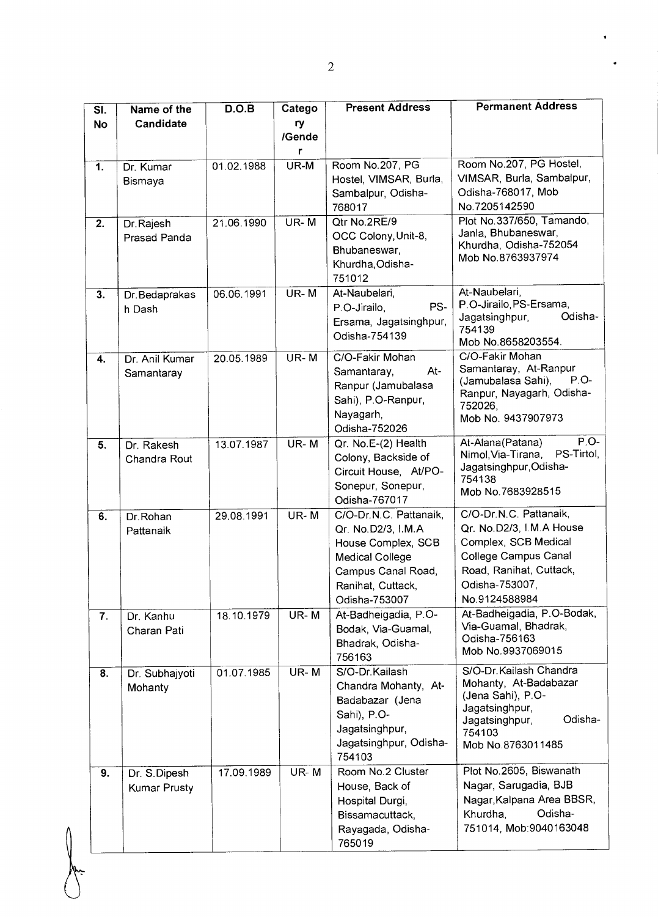| Sl. No | Name of the Candidate | D.O.B | Category /Gender | Present Address | Permanent Address |
|---|---|---|---|---|---|
| 1. | Dr. Kumar Bismaya | 01.02.1988 | UR-M | Room No.207, PG Hostel, VIMSAR, Burla, Sambalpur, Odisha-768017 | Room No.207, PG Hostel, VIMSAR, Burla, Sambalpur, Odisha-768017, Mob No.7205142590 |
| 2. | Dr.Rajesh Prasad Panda | 21.06.1990 | UR- M | Qtr No.2RE/9 OCC Colony,Unit-8, Bhubaneswar, Khurdha,Odisha-751012 | Plot No.337/650, Tamando, Janla, Bhubaneswar, Khurdha, Odisha-752054 Mob No.8763937974 |
| 3. | Dr.Bedaprakash Dash | 06.06.1991 | UR- M | At-Naubelari, P.O-Jirailo, PS-Ersama, Jagatsinghpur, Odisha-754139 | At-Naubelari, P.O-Jirailo,PS-Ersama, Jagatsinghpur, Odisha-754139 Mob No.8658203554. |
| 4. | Dr. Anil Kumar Samantaray | 20.05.1989 | UR- M | C/O-Fakir Mohan Samantaray, At-Ranpur (Jamubalasa Sahi), P.O-Ranpur, Nayagarh, Odisha-752026 | C/O-Fakir Mohan Samantaray, At-Ranpur (Jamubalasa Sahi), P.O-Ranpur, Nayagarh, Odisha-752026, Mob No. 9437907973 |
| 5. | Dr. Rakesh Chandra Rout | 13.07.1987 | UR- M | Qr. No.E-(2) Health Colony, Backside of Circuit House, At/PO-Sonepur, Sonepur, Odisha-767017 | At-Alana(Patana) P.O-Nimol,Via-Tirana, PS-Tirtol, Jagatsinghpur,Odisha-754138 Mob No.7683928515 |
| 6. | Dr.Rohan Pattanaik | 29.08.1991 | UR- M | C/O-Dr.N.C. Pattanaik, Qr. No.D2/3, I.M.A House Complex, SCB Medical College Campus Canal Road, Ranihat, Cuttack, Odisha-753007 | C/O-Dr.N.C. Pattanaik, Qr. No.D2/3, I.M.A House Complex, SCB Medical College Campus Canal Road, Ranihat, Cuttack, Odisha-753007, No.9124588984 |
| 7. | Dr. Kanhu Charan Pati | 18.10.1979 | UR- M | At-Badheigadia, P.O-Bodak, Via-Guamal, Bhadrak, Odisha-756163 | At-Badheigadia, P.O-Bodak, Via-Guamal, Bhadrak, Odisha-756163 Mob No.9937069015 |
| 8. | Dr. Subhajyoti Mohanty | 01.07.1985 | UR- M | S/O-Dr.Kailash Chandra Mohanty, At-Badabazar (Jena Sahi), P.O-Jagatsinghpur, Jagatsinghpur, Odisha-754103 | S/O-Dr.Kailash Chandra Mohanty, At-Badabazar (Jena Sahi), P.O-Jagatsinghpur, Jagatsinghpur, Odisha-754103 Mob No.8763011485 |
| 9. | Dr. S.Dipesh Kumar Prusty | 17.09.1989 | UR- M | Room No.2 Cluster House, Back of Hospital Durgi, Bissamacuttack, Rayagada, Odisha-765019 | Plot No.2605, Biswanath Nagar, Sarugadia, BJB Nagar,Kalpana Area BBSR, Khurdha, Odisha-751014, Mob:9040163048 |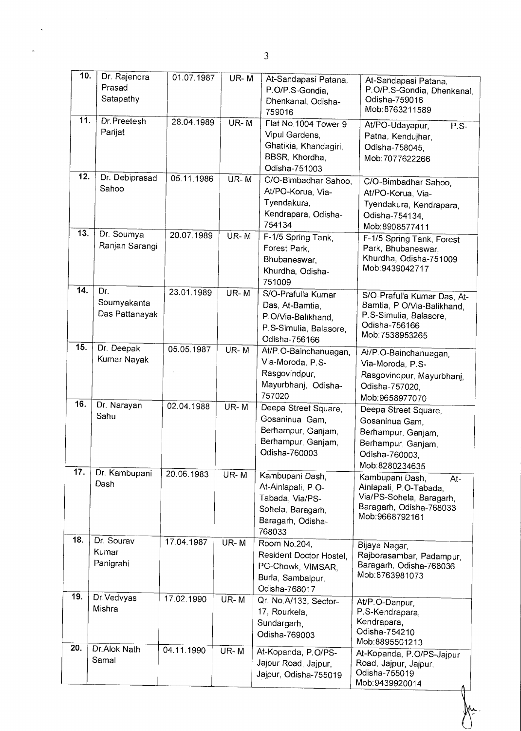| 10. | Dr. Rajendra Prasad Satapathy | 01.07.1987 | UR- M | At-Sandapasi Patana, P.O/P.S-Gondia, Dhenkanal, Odisha-759016 | At-Sandapasi Patana, P.O/P.S-Gondia, Dhenkanal, Odisha-759016 Mob:8763211589 |
|---|---|---|---|---|---|
| 11. | Dr.Preetesh Parijat | 28.04.1989 | UR- M | Flat No.1004 Tower 9 Vipul Gardens, Ghatikia, Khandagiri, BBSR, Khordha, Odisha-751003 | At/PO-Udayapur, P.S-Patna, Kendujhar, Odisha-758045, Mob:7077622266 |
| 12. | Dr. Debiprasad Sahoo | 05.11.1986 | UR- M | C/O-Bimbadhar Sahoo, At/PO-Korua, Via-Tyendakura, Kendrapara, Odisha-754134 | C/O-Bimbadhar Sahoo, At/PO-Korua, Via-Tyendakura, Kendrapara, Odisha-754134, Mob:8908577411 |
| 13. | Dr. Soumya Ranjan Sarangi | 20.07.1989 | UR- M | F-1/5 Spring Tank, Forest Park, Bhubaneswar, Khurdha, Odisha-751009 | F-1/5 Spring Tank, Forest Park, Bhubaneswar, Khurdha, Odisha-751009 Mob:9439042717 |
| 14. | Dr. Soumyakanta Das Pattanayak | 23.01.1989 | UR- M | S/O-Prafulla Kumar Das, At-Bamtia, P.O/Via-Balikhand, P.S-Simulia, Balasore, Odisha-756166 | S/O-Prafulla Kumar Das, At-Bamtia, P.O/Via-Balikhand, P.S-Simulia, Balasore, Odisha-756166 Mob:7538953265 |
| 15. | Dr. Deepak Kumar Nayak | 05.05.1987 | UR- M | At/P.O-Bainchanuagan, Via-Moroda, P.S-Rasgovindpur, Mayurbhanj, Odisha-757020 | At/P.O-Bainchanuagan, Via-Moroda, P.S-Rasgovindpur, Mayurbhanj, Odisha-757020, Mob:9658977070 |
| 16. | Dr. Narayan Sahu | 02.04.1988 | UR- M | Deepa Street Square, Gosaninua Gam, Berhampur, Ganjam, Berhampur, Ganjam, Odisha-760003 | Deepa Street Square, Gosaninua Gam, Berhampur, Ganjam, Berhampur, Ganjam, Odisha-760003, Mob:8280234635 |
| 17. | Dr. Kambupani Dash | 20.06.1983 | UR- M | Kambupani Dash, At-Ainlapali, P.O-Tabada, Via/PS-Sohela, Baragarh, Baragarh, Odisha-768033 | Kambupani Dash, At-Ainlapali, P.O-Tabada, Via/PS-Sohela, Baragarh, Baragarh, Odisha-768033 Mob:9668792161 |
| 18. | Dr. Sourav Kumar Panigrahi | 17.04.1987 | UR- M | Room No.204, Resident Doctor Hostel, PG-Chowk, VIMSAR, Burla, Sambalpur, Odisha-768017 | Bijaya Nagar, Rajborasambar, Padampur, Baragarh, Odisha-768036 Mob:8763981073 |
| 19. | Dr.Vedvyas Mishra | 17.02.1990 | UR- M | Qr. No.A/133, Sector-17, Rourkela, Sundargarh, Odisha-769003 | At/P.O-Danpur, P.S-Kendrapara, Kendrapara, Odisha-754210 Mob:8895501213 |
| 20. | Dr.Alok Nath Samal | 04.11.1990 | UR- M | At-Kopanda, P.O/PS-Jajpur Road, Jajpur, Jajpur, Odisha-755019 | At-Kopanda, P.O/PS-Jajpur Road, Jajpur, Jajpur, Odisha-755019 Mob:9439920014 |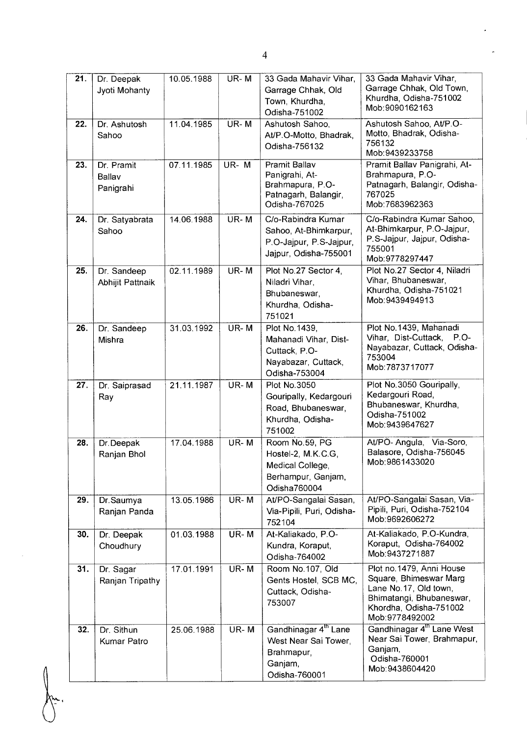| 21. | Dr. Deepak Jyoti Mohanty | 10.05.1988 | UR- M | 33 Gada Mahavir Vihar, Garrage Chhak, Old Town, Khurdha, Odisha-751002 | 33 Gada Mahavir Vihar, Garrage Chhak, Old Town, Khurdha, Odisha-751002 Mob:9090162163 |
|---|---|---|---|---|---|
| 22. | Dr. Ashutosh Sahoo | 11.04.1985 | UR- M | Ashutosh Sahoo, At/P.O-Motto, Bhadrak, Odisha-756132 | Ashutosh Sahoo, At/P.O-Motto, Bhadrak, Odisha-756132 Mob:9439233758 |
| 23. | Dr. Pramit Ballav Panigrahi | 07.11.1985 | UR- M | Pramit Ballav Panigrahi, At-Brahmapura, P.O-Patnagarh, Balangir, Odisha-767025 | Pramit Ballav Panigrahi, At-Brahmapura, P.O-Patnagarh, Balangir, Odisha-767025 Mob:7683962363 |
| 24. | Dr. Satyabrata Sahoo | 14.06.1988 | UR- M | C/o-Rabindra Kumar Sahoo, At-Bhimkarpur, P.O-Jajpur, P.S-Jajpur, Jajpur, Odisha-755001 | C/o-Rabindra Kumar Sahoo, At-Bhimkarpur, P.O-Jajpur, P.S-Jajpur, Jajpur, Odisha-755001 Mob:9778297447 |
| 25. | Dr. Sandeep Abhijit Pattnaik | 02.11.1989 | UR- M | Plot No.27 Sector 4, Niladri Vihar, Bhubaneswar, Khurdha, Odisha-751021 | Plot No.27 Sector 4, Niladri Vihar, Bhubaneswar, Khurdha, Odisha-751021 Mob:9439494913 |
| 26. | Dr. Sandeep Mishra | 31.03.1992 | UR- M | Plot No.1439, Mahanadi Vihar, Dist-Cuttack, P.O-Nayabazar, Cuttack, Odisha-753004 | Plot No.1439, Mahanadi Vihar, Dist-Cuttack, P.O-Nayabazar, Cuttack, Odisha-753004 Mob:7873717077 |
| 27. | Dr. Saiprasad Ray | 21.11.1987 | UR- M | Plot No.3050 Gouripally, Kedargouri Road, Bhubaneswar, Khurdha, Odisha-751002 | Plot No.3050 Gouripally, Kedargouri Road, Bhubaneswar, Khurdha, Odisha-751002 Mob:9439647627 |
| 28. | Dr.Deepak Ranjan Bhol | 17.04.1988 | UR- M | Room No.59, PG Hostel-2, M.K.C.G, Medical College, Berhampur, Ganjam, Odisha760004 | At/PO- Angula, Via-Soro, Balasore, Odisha-756045 Mob:9861433020 |
| 29. | Dr.Saumya Ranjan Panda | 13.05.1986 | UR- M | At/PO-Sangalai Sasan, Via-Pipili, Puri, Odisha-752104 | At/PO-Sangalai Sasan, Via-Pipili, Puri, Odisha-752104 Mob:9692606272 |
| 30. | Dr. Deepak Choudhury | 01.03.1988 | UR- M | At-Kaliakado, P.O-Kundra, Koraput, Odisha-764002 | At-Kaliakado, P.O-Kundra, Koraput, Odisha-764002 Mob:9437271887 |
| 31. | Dr. Sagar Ranjan Tripathy | 17.01.1991 | UR- M | Room No.107, Old Gents Hostel, SCB MC, Cuttack, Odisha-753007 | Plot no.1479, Anni House Square, Bhimeswar Marg Lane No.17, Old town, Bhimatangi, Bhubaneswar, Khordha, Odisha-751002 Mob:9778492002 |
| 32. | Dr. Sithun Kumar Patro | 25.06.1988 | UR- M | Gandhinagar 4th Lane West Near Sai Tower, Brahmapur, Ganjam, Odisha-760001 | Gandhinagar 4th Lane West Near Sai Tower, Brahmapur, Ganjam, Odisha-760001 Mob:9438604420 |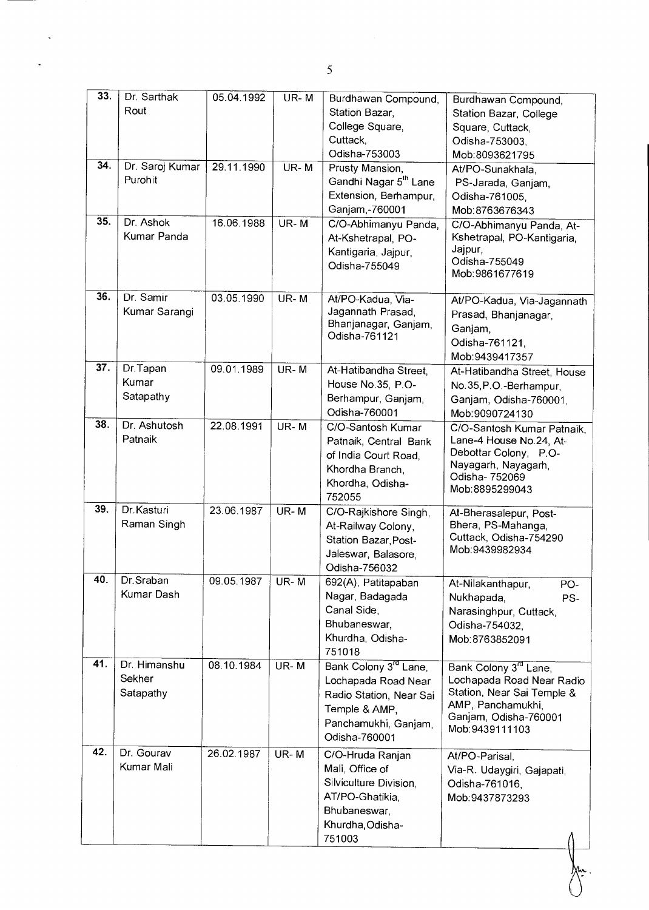| 33. | Dr. Sarthak Rout | 05.04.1992 | UR- M | Burdhawan Compound, Station Bazar, College Square, Cuttack, Odisha-753003 | Burdhawan Compound, Station Bazar, College Square, Cuttack, Odisha-753003, Mob:8093621795 |
|---|---|---|---|---|---|
| 34. | Dr. Saroj Kumar Purohit | 29.11.1990 | UR- M | Prusty Mansion, Gandhi Nagar 5th Lane Extension, Berhampur, Ganjam,-760001 | At/PO-Sunakhala, PS-Jarada, Ganjam, Odisha-761005, Mob:8763676343 |
| 35. | Dr. Ashok Kumar Panda | 16.06.1988 | UR- M | C/O-Abhimanyu Panda, At-Kshetrapal, PO-Kantigaria, Jajpur, Odisha-755049 | C/O-Abhimanyu Panda, At-Kshetrapal, PO-Kantigaria, Jajpur, Odisha-755049 Mob:9861677619 |
| 36. | Dr. Samir Kumar Sarangi | 03.05.1990 | UR- M | At/PO-Kadua, Via-Jagannath Prasad, Bhanjanagar, Ganjam, Odisha-761121 | At/PO-Kadua, Via-Jagannath Prasad, Bhanjanagar, Ganjam, Odisha-761121, Mob:9439417357 |
| 37. | Dr.Tapan Kumar Satapathy | 09.01.1989 | UR- M | At-Hatibandha Street, House No.35, P.O-Berhampur, Ganjam, Odisha-760001 | At-Hatibandha Street, House No.35,P.O.-Berhampur, Ganjam, Odisha-760001, Mob:9090724130 |
| 38. | Dr. Ashutosh Patnaik | 22.08.1991 | UR- M | C/O-Santosh Kumar Patnaik, Central Bank of India Court Road, Khordha Branch, Khordha, Odisha-752055 | C/O-Santosh Kumar Patnaik, Lane-4 House No.24, At-Debottar Colony, P.O-Nayagarh, Nayagarh, Odisha- 752069 Mob:8895299043 |
| 39. | Dr.Kasturi Raman Singh | 23.06.1987 | UR- M | C/O-Rajkishore Singh, At-Railway Colony, Station Bazar,Post-Jaleswar, Balasore, Odisha-756032 | At-Bherasalepur, Post-Bhera, PS-Mahanga, Cuttack, Odisha-754290 Mob:9439982934 |
| 40. | Dr.Sraban Kumar Dash | 09.05.1987 | UR- M | 692(A), Patitapaban Nagar, Badagada Canal Side, Bhubaneswar, Khurdha, Odisha-751018 | At-Nilakanthapur, PO-Nukhapada, PS-Narasinghpur, Cuttack, Odisha-754032, Mob:8763852091 |
| 41. | Dr. Himanshu Sekher Satapathy | 08.10.1984 | UR- M | Bank Colony 3rd Lane, Lochapada Road Near Radio Station, Near Sai Temple & AMP, Panchamukhi, Ganjam, Odisha-760001 | Bank Colony 3rd Lane, Lochapada Road Near Radio Station, Near Sai Temple & AMP, Panchamukhi, Ganjam, Odisha-760001 Mob:9439111103 |
| 42. | Dr. Gourav Kumar Mali | 26.02.1987 | UR- M | C/O-Hruda Ranjan Mali, Office of Silviculture Division, AT/PO-Ghatikia, Bhubaneswar, Khurdha,Odisha-751003 | At/PO-Parisal, Via-R. Udaygiri, Gajapati, Odisha-761016, Mob:9437873293 |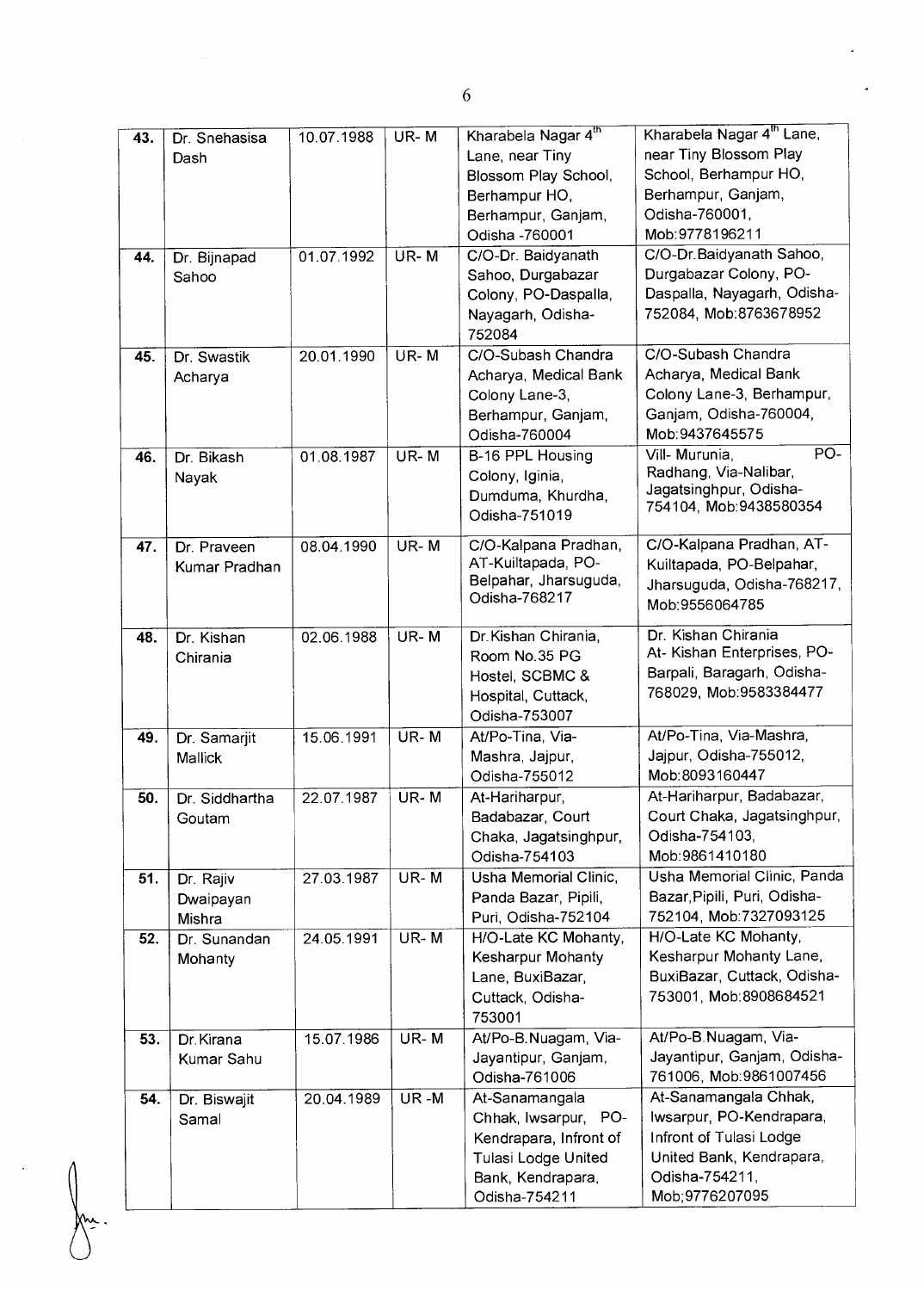| 43. | Dr. Snehasisa Dash | 10.07.1988 | UR- M | Kharabela Nagar 4th Lane, near Tiny Blossom Play School, Berhampur HO, Berhampur, Ganjam, Odisha -760001 | Kharabela Nagar 4th Lane, near Tiny Blossom Play School, Berhampur HO, Berhampur, Ganjam, Odisha-760001, Mob:9778196211 |
|---|---|---|---|---|---|
| 44. | Dr. Bijnapad Sahoo | 01.07.1992 | UR- M | C/O-Dr. Baidyanath Sahoo, Durgabazar Colony, PO-Daspalla, Nayagarh, Odisha-752084 | C/O-Dr.Baidyanath Sahoo, Durgabazar Colony, PO-Daspalla, Nayagarh, Odisha-752084, Mob:8763678952 |
| 45. | Dr. Swastik Acharya | 20.01.1990 | UR- M | C/O-Subash Chandra Acharya, Medical Bank Colony Lane-3, Berhampur, Ganjam, Odisha-760004 | C/O-Subash Chandra Acharya, Medical Bank Colony Lane-3, Berhampur, Ganjam, Odisha-760004, Mob:9437645575 |
| 46. | Dr. Bikash Nayak | 01.08.1987 | UR- M | B-16 PPL Housing Colony, Iginia, Dumduma, Khurdha, Odisha-751019 | Vill- Murunia, PO-Radhang, Via-Nalibar, Jagatsinghpur, Odisha-754104, Mob:9438580354 |
| 47. | Dr. Praveen Kumar Pradhan | 08.04.1990 | UR- M | C/O-Kalpana Pradhan, AT-Kuiltapada, PO-Belpahar, Jharsuguda, Odisha-768217 | C/O-Kalpana Pradhan, AT-Kuiltapada, PO-Belpahar, Jharsuguda, Odisha-768217, Mob:9556064785 |
| 48. | Dr. Kishan Chirania | 02.06.1988 | UR- M | Dr.Kishan Chirania, Room No.35 PG Hostel, SCBMC & Hospital, Cuttack, Odisha-753007 | Dr. Kishan Chirania At- Kishan Enterprises, PO-Barpali, Baragarh, Odisha-768029, Mob:9583384477 |
| 49. | Dr. Samarjit Mallick | 15.06.1991 | UR- M | At/Po-Tina, Via-Mashra, Jajpur, Odisha-755012 | At/Po-Tina, Via-Mashra, Jajpur, Odisha-755012, Mob:8093160447 |
| 50. | Dr. Siddhartha Goutam | 22.07.1987 | UR- M | At-Hariharpur, Badabazar, Court Chaka, Jagatsinghpur, Odisha-754103 | At-Hariharpur, Badabazar, Court Chaka, Jagatsinghpur, Odisha-754103, Mob:9861410180 |
| 51. | Dr. Rajiv Dwaipayan Mishra | 27.03.1987 | UR- M | Usha Memorial Clinic, Panda Bazar, Pipili, Puri, Odisha-752104 | Usha Memorial Clinic, Panda Bazar,Pipili, Puri, Odisha-752104, Mob:7327093125 |
| 52. | Dr. Sunandan Mohanty | 24.05.1991 | UR- M | H/O-Late KC Mohanty, Kesharpur Mohanty Lane, BuxiBazar, Cuttack, Odisha-753001 | H/O-Late KC Mohanty, Kesharpur Mohanty Lane, BuxiBazar, Cuttack, Odisha-753001, Mob:8908684521 |
| 53. | Dr.Kirana Kumar Sahu | 15.07.1986 | UR- M | At/Po-B.Nuagam, Via-Jayantipur, Ganjam, Odisha-761006 | At/Po-B.Nuagam, Via-Jayantipur, Ganjam, Odisha-761006, Mob:9861007456 |
| 54. | Dr. Biswajit Samal | 20.04.1989 | UR -M | At-Sanamangala Chhak, Iwsarpur, PO-Kendrapara, Infront of Tulasi Lodge United Bank, Kendrapara, Odisha-754211 | At-Sanamangala Chhak, Iwsarpur, PO-Kendrapara, Infront of Tulasi Lodge United Bank, Kendrapara, Odisha-754211, Mob;9776207095 |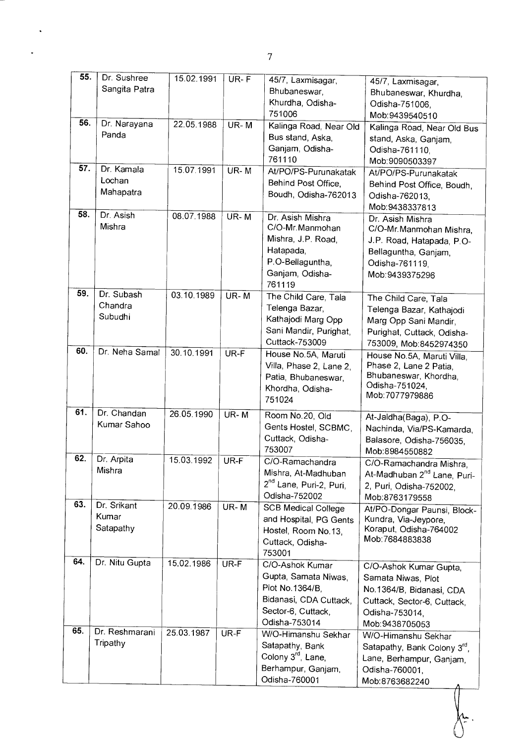| 55. | Dr. Sushree Sangita Patra | 15.02.1991 | UR- F | 45/7, Laxmisagar, Bhubaneswar, Khurdha, Odisha-751006 | 45/7, Laxmisagar, Bhubaneswar, Khurdha, Odisha-751006, Mob:9439540510 |
|---|---|---|---|---|---|
| 56. | Dr. Narayana Panda | 22.05.1988 | UR- M | Kalinga Road, Near Old Bus stand, Aska, Ganjam, Odisha-761110 | Kalinga Road, Near Old Bus stand, Aska, Ganjam, Odisha-761110, Mob:9090503397 |
| 57. | Dr. Kamala Lochan Mahapatra | 15.07.1991 | UR- M | At/PO/PS-Purunakatak Behind Post Office, Boudh, Odisha-762013 | At/PO/PS-Purunakatak Behind Post Office, Boudh, Odisha-762013, Mob:9438337813 |
| 58. | Dr. Asish Mishra | 08.07.1988 | UR- M | Dr. Asish Mishra C/O-Mr.Manmohan Mishra, J.P. Road, Hatapada, P.O-Bellaguntha, Ganjam, Odisha-761119 | Dr. Asish Mishra C/O-Mr.Manmohan Mishra, J.P. Road, Hatapada, P.O-Bellaguntha, Ganjam, Odisha-761119, Mob:9439375296 |
| 59. | Dr. Subash Chandra Subudhi | 03.10.1989 | UR- M | The Child Care, Tala Telenga Bazar, Kathajodi Marg Opp Sani Mandir, Purighat, Cuttack-753009 | The Child Care, Tala Telenga Bazar, Kathajodi Marg Opp Sani Mandir, Purighat, Cuttack, Odisha-753009, Mob:8452974350 |
| 60. | Dr. Neha Samal | 30.10.1991 | UR-F | House No.5A, Maruti Villa, Phase 2, Lane 2, Patia, Bhubaneswar, Khordha, Odisha-751024 | House No.5A, Maruti Villa, Phase 2, Lane 2 Patia, Bhubaneswar, Khordha, Odisha-751024, Mob:7077979886 |
| 61. | Dr. Chandan Kumar Sahoo | 26.05.1990 | UR- M | Room No.20, Old Gents Hostel, SCBMC, Cuttack, Odisha-753007 | At-Jaldha(Baga), P.O-Nachinda, Via/PS-Kamarda, Balasore, Odisha-756035, Mob:8984550882 |
| 62. | Dr. Arpita Mishra | 15.03.1992 | UR-F | C/O-Ramachandra Mishra, At-Madhuban 2nd Lane, Puri-2, Puri, Odisha-752002 | C/O-Ramachandra Mishra, At-Madhuban 2nd Lane, Puri-2, Puri, Odisha-752002, Mob:8763179558 |
| 63. | Dr. Srikant Kumar Satapathy | 20.09.1986 | UR- M | SCB Medical College and Hospital, PG Gents Hostel, Room No.13, Cuttack, Odisha-753001 | At/PO-Dongar Paunsi, Block-Kundra, Via-Jeypore, Koraput, Odisha-764002 Mob:7684883838 |
| 64. | Dr. Nitu Gupta | 15.02.1986 | UR-F | C/O-Ashok Kumar Gupta, Samata Niwas, Plot No.1364/B, Bidanasi, CDA Cuttack, Sector-6, Cuttack, Odisha-753014 | C/O-Ashok Kumar Gupta, Samata Niwas, Plot No.1364/B, Bidanasi, CDA Cuttack, Sector-6, Cuttack, Odisha-753014, Mob:9438705053 |
| 65. | Dr. Reshmarani Tripathy | 25.03.1987 | UR-F | W/O-Himanshu Sekhar Satapathy, Bank Colony 3rd, Lane, Berhampur, Ganjam, Odisha-760001 | W/O-Himanshu Sekhar Satapathy, Bank Colony 3rd, Lane, Berhampur, Ganjam, Odisha-760001, Mob:8763682240 |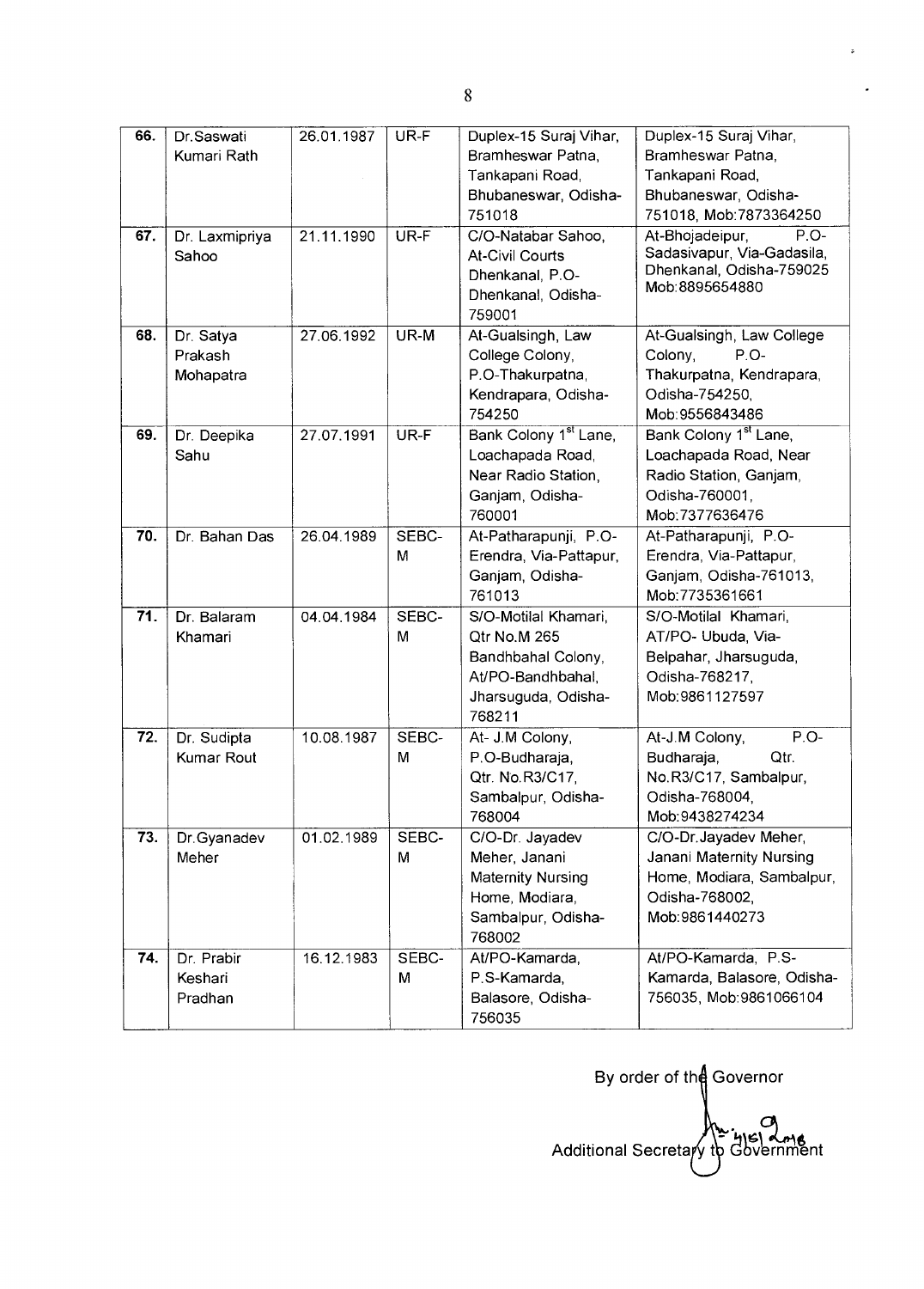| 66. | Dr.Saswati Kumari Rath | 26.01.1987 | UR-F | Duplex-15 Suraj Vihar, Bramheswar Patna, Tankapani Road, Bhubaneswar, Odisha-751018 | Duplex-15 Suraj Vihar, Bramheswar Patna, Tankapani Road, Bhubaneswar, Odisha-751018, Mob:7873364250 |
|---|---|---|---|---|---|
| 67. | Dr. Laxmipriya Sahoo | 21.11.1990 | UR-F | C/O-Natabar Sahoo, At-Civil Courts Dhenkanal, P.O-Dhenkanal, Odisha-759001 | At-Bhojadeipur, P.O-Sadasivapur, Via-Gadasila, Dhenkanal, Odisha-759025 Mob:8895654880 |
| 68. | Dr. Satya Prakash Mohapatra | 27.06.1992 | UR-M | At-Gualsingh, Law College Colony, P.O-Thakurpatna, Kendrapara, Odisha-754250 | At-Gualsingh, Law College Colony, P.O-Thakurpatna, Kendrapara, Odisha-754250, Mob:9556843486 |
| 69. | Dr. Deepika Sahu | 27.07.1991 | UR-F | Bank Colony 1st Lane, Loachapada Road, Near Radio Station, Ganjam, Odisha-760001 | Bank Colony 1st Lane, Loachapada Road, Near Radio Station, Ganjam, Odisha-760001, Mob:7377636476 |
| 70. | Dr. Bahan Das | 26.04.1989 | SEBC-M | At-Patharapunji, P.O-Erendra, Via-Pattapur, Ganjam, Odisha-761013 | At-Patharapunji, P.O-Erendra, Via-Pattapur, Ganjam, Odisha-761013, Mob:7735361661 |
| 71. | Dr. Balaram Khamari | 04.04.1984 | SEBC-M | S/O-Motilal Khamari, Qtr No.M 265 Bandhbahal Colony, At/PO-Bandhbahal, Jharsuguda, Odisha-768211 | S/O-Motilal Khamari, AT/PO- Ubuda, Via-Belpahar, Jharsuguda, Odisha-768217, Mob:9861127597 |
| 72. | Dr. Sudipta Kumar Rout | 10.08.1987 | SEBC-M | At- J.M Colony, P.O-Budharaja, Qtr. No.R3/C17, Sambalpur, Odisha-768004 | At-J.M Colony, P.O-Budharaja, Qtr. No.R3/C17, Sambalpur, Odisha-768004, Mob:9438274234 |
| 73. | Dr.Gyanadev Meher | 01.02.1989 | SEBC-M | C/O-Dr. Jayadev Meher, Janani Maternity Nursing Home, Modiara, Sambalpur, Odisha-768002 | C/O-Dr.Jayadev Meher, Janani Maternity Nursing Home, Modiara, Sambalpur, Odisha-768002, Mob:9861440273 |
| 74. | Dr. Prabir Keshari Pradhan | 16.12.1983 | SEBC-M | At/PO-Kamarda, P.S-Kamarda, Balasore, Odisha-756035 | At/PO-Kamarda, P.S-Kamarda, Balasore, Odisha-756035, Mob:9861066104 |

By order of the Governor

Additional Secretary to Government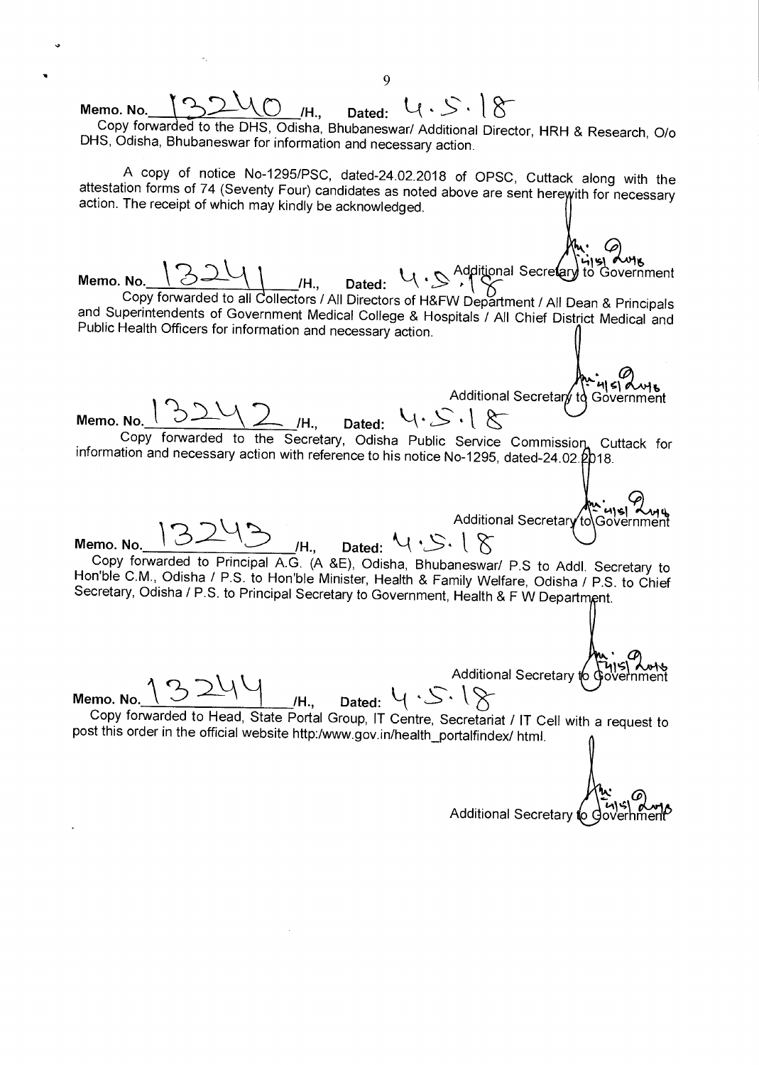Memo. No. 13240 /H., Dated: 4.5.18

Copy forwarded to the DHS, Odisha, Bhubaneswar/ Additional Director, HRH & Research, O/o DHS, Odisha, Bhubaneswar for information and necessary action.

A copy of notice No-1295/PSC, dated-24.02.2018 of OPSC, Cuttack along with the attestation forms of 74 (Seventy Four) candidates as noted above are sent herewith for necessary action. The receipt of which may kindly be acknowledged.

Additional Secretary to Government

Memo. No. 13241 /H., Dated: 4.5.18

Copy forwarded to all Collectors / All Directors of H&FW Department / All Dean & Principals and Superintendents of Government Medical College & Hospitals / All Chief District Medical and Public Health Officers for information and necessary action.

Additional Secretary to Government

Memo. No. 13242 /H., Dated: 4.5.18

Copy forwarded to the Secretary, Odisha Public Service Commission, Cuttack for information and necessary action with reference to his notice No-1295, dated-24.02.2018.

Additional Secretary to Government

Memo. No. 13243 /H., Dated: 4.5.18

Copy forwarded to Principal A.G. (A &E), Odisha, Bhubaneswar/ P.S to Addl. Secretary to Hon'ble C.M., Odisha / P.S. to Hon'ble Minister, Health & Family Welfare, Odisha / P.S. to Chief Secretary, Odisha / P.S. to Principal Secretary to Government, Health & F W Department.

Additional Secretary to Government

Memo. No. 13244 /H., Dated: 4.5.18

Copy forwarded to Head, State Portal Group, IT Centre, Secretariat / IT Cell with a request to post this order in the official website http:/www.gov.in/health_portalfindex/ html.

Additional Secretary to Government